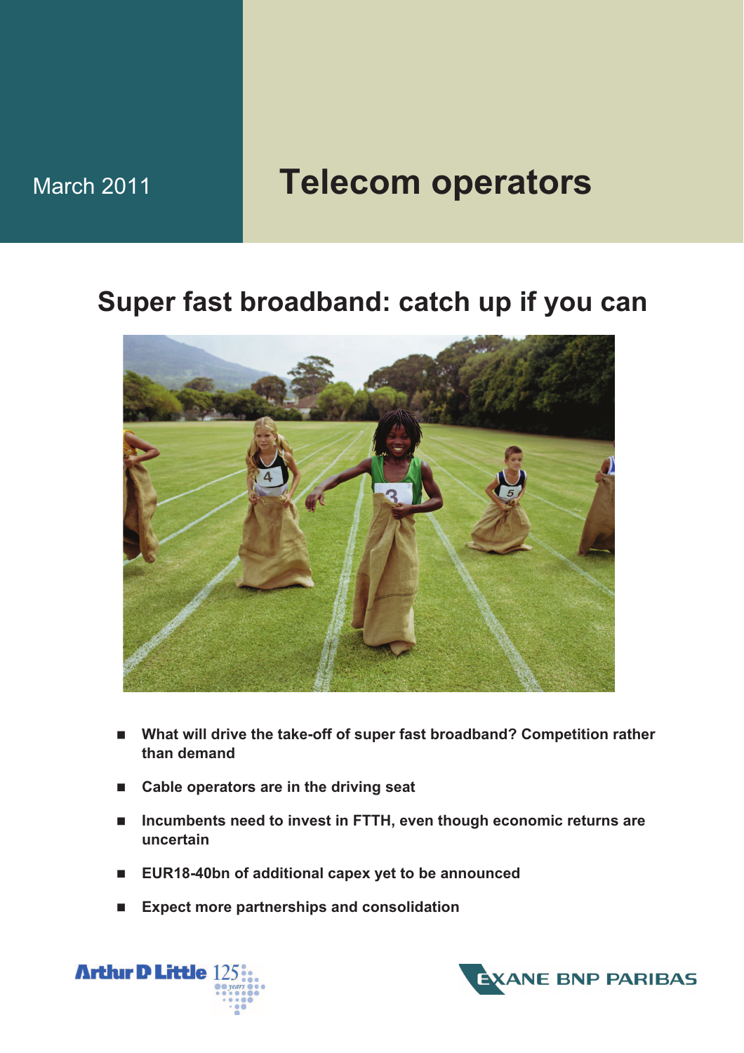March 2011

# Telecom operators

## Super fast broadband: catch up if you can

- **What will drive the take-off of super fast broadband? Competition rather than demand**
- **Cable operators are in the driving seat**
- **Incumbents need to invest in FTTH, even though economic returns are uncertain**
- **EUR18-40bn of additional capex yet to be announced**
- **Expect more partnerships and consolidation**

Arthur D Little 125 years

EXANE BNP PARIBAS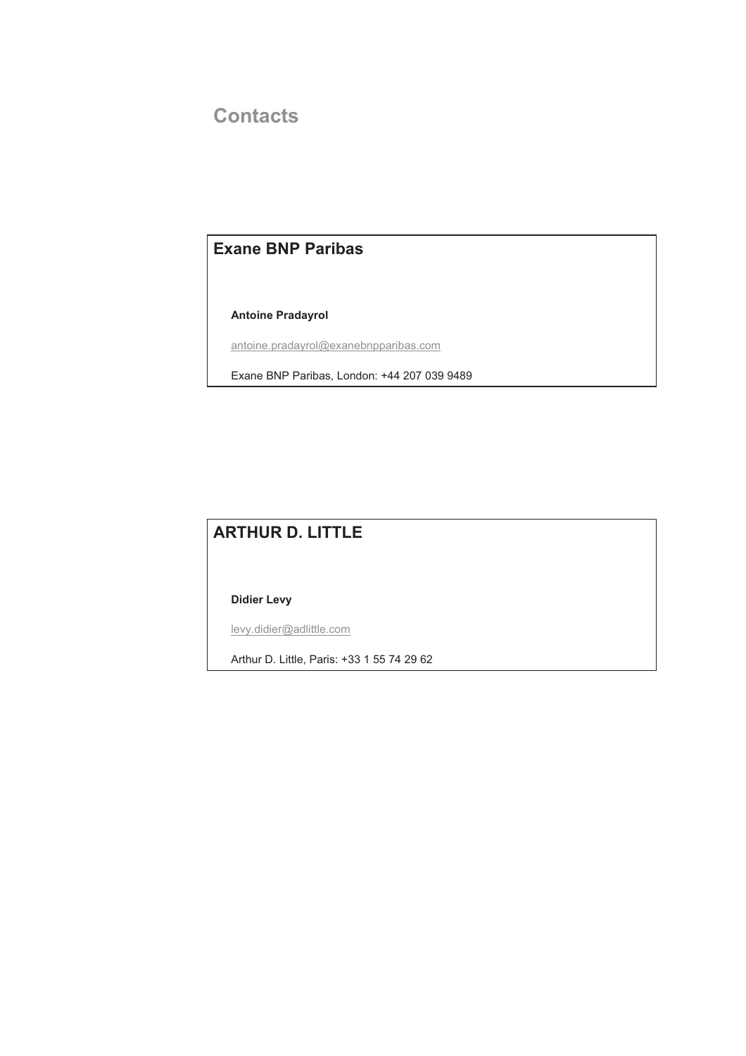# Contacts

## Exane BNP Paribas

**Antoine Pradayrol**

antoine.pradayrol@exanebnpparibas.com

Exane BNP Paribas, London: +44 207 039 9489

## ARTHUR D. LITTLE

**Didier Levy**

levy.didier@adlittle.com

Arthur D. Little, Paris: +33 1 55 74 29 62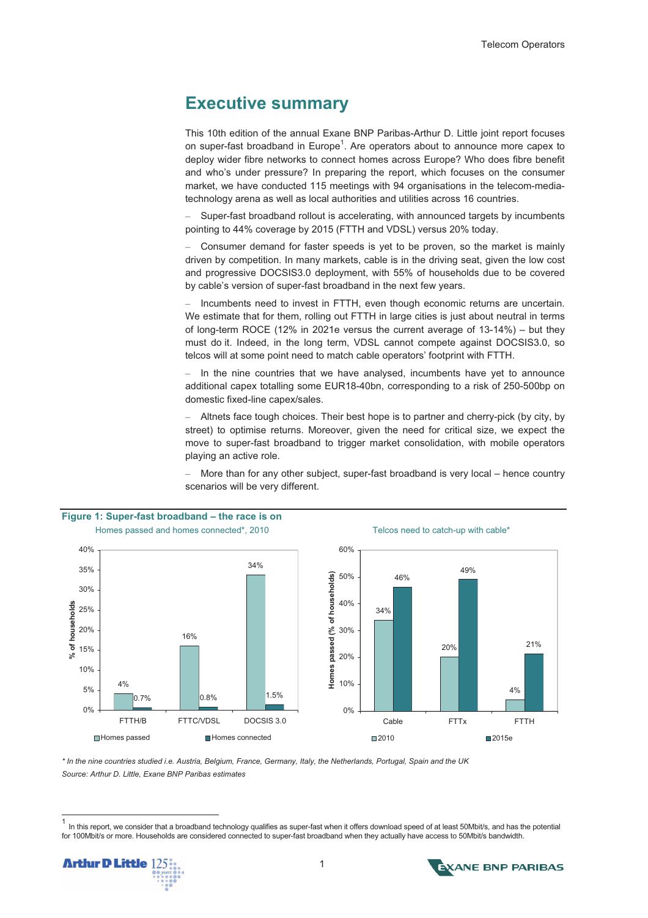# Executive summary

This 10th edition of the annual Exane BNP Paribas-Arthur D. Little joint report focuses on super-fast broadband in Europe[1]. Are operators about to announce more capex to deploy wider fibre networks to connect homes across Europe? Who does fibre benefit and who's under pressure? In preparing the report, which focuses on the consumer market, we have conducted 115 meetings with 94 organisations in the telecom-media-technology arena as well as local authorities and utilities across 16 countries.

– Super-fast broadband rollout is accelerating, with announced targets by incumbents pointing to 44% coverage by 2015 (FTTH and VDSL) versus 20% today.

– Consumer demand for faster speeds is yet to be proven, so the market is mainly driven by competition. In many markets, cable is in the driving seat, given the low cost and progressive DOCSIS3.0 deployment, with 55% of households due to be covered by cable's version of super-fast broadband in the next few years.

– Incumbents need to invest in FTTH, even though economic returns are uncertain. We estimate that for them, rolling out FTTH in large cities is just about neutral in terms of long-term ROCE (12% in 2021e versus the current average of 13-14%) – but they must do it. Indeed, in the long term, VDSL cannot compete against DOCSIS3.0, so telcos will at some point need to match cable operators' footprint with FTTH.

– In the nine countries that we have analysed, incumbents have yet to announce additional capex totalling some EUR18-40bn, corresponding to a risk of 250-500bp on domestic fixed-line capex/sales.

– Altnets face tough choices. Their best hope is to partner and cherry-pick (by city, by street) to optimise returns. Moreover, given the need for critical size, we expect the move to super-fast broadband to trigger market consolidation, with mobile operators playing an active role.

– More than for any other subject, super-fast broadband is very local – hence country scenarios will be very different.

**Figure 1: Super-fast broadband – the race is on**

Homes passed and homes connected*, 2010 (% of households)

| | Homes passed | Homes connected |
|---|---|---|
| FTTH/B | 4% | 0.7% |
| FTTC/VDSL | 16% | 0.8% |
| DOCSIS 3.0 | 34% | 1.5% |

Telcos need to catch-up with cable* (Homes passed, % of households)

| | 2010 | 2015e |
|---|---|---|
| Cable | 34% | 46% |
| FTTx | 20% | 49% |
| FTTH | 4% | 21% |

*\* In the nine countries studied i.e. Austria, Belgium, France, Germany, Italy, the Netherlands, Portugal, Spain and the UK*
*Source: Arthur D. Little, Exane BNP Paribas estimates*

[1] In this report, we consider that a broadband technology qualifies as super-fast when it offers download speed of at least 50Mbit/s, and has the potential for 100Mbit/s or more. Households are considered connected to super-fast broadband when they actually have access to 50Mbit/s bandwidth.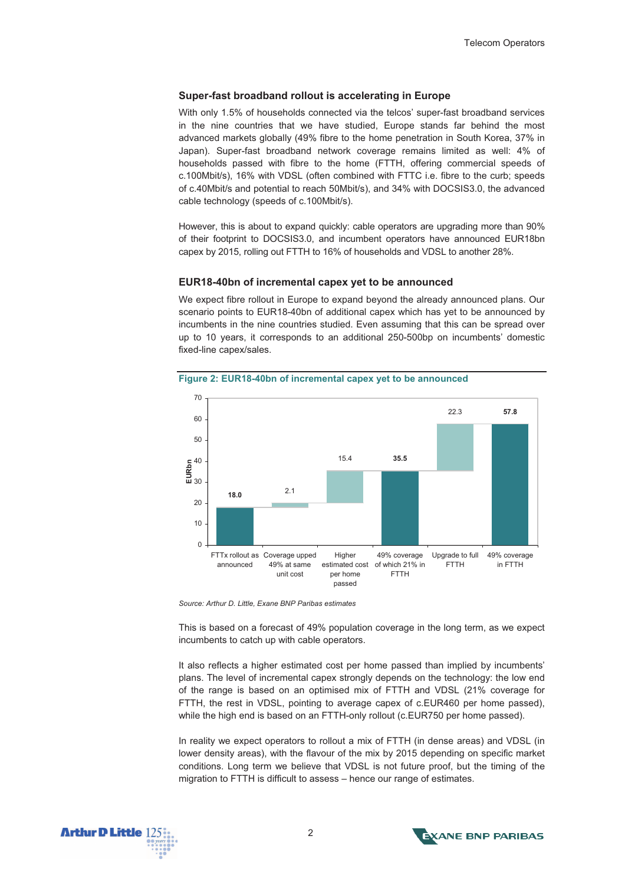## Super-fast broadband rollout is accelerating in Europe

With only 1.5% of households connected via the telcos' super-fast broadband services in the nine countries that we have studied, Europe stands far behind the most advanced markets globally (49% fibre to the home penetration in South Korea, 37% in Japan). Super-fast broadband network coverage remains limited as well: 4% of households passed with fibre to the home (FTTH, offering commercial speeds of c.100Mbit/s), 16% with VDSL (often combined with FTTC i.e. fibre to the curb; speeds of c.40Mbit/s and potential to reach 50Mbit/s), and 34% with DOCSIS3.0, the advanced cable technology (speeds of c.100Mbit/s).

However, this is about to expand quickly: cable operators are upgrading more than 90% of their footprint to DOCSIS3.0, and incumbent operators have announced EUR18bn capex by 2015, rolling out FTTH to 16% of households and VDSL to another 28%.

## EUR18-40bn of incremental capex yet to be announced

We expect fibre rollout in Europe to expand beyond the already announced plans. Our scenario points to EUR18-40bn of additional capex which has yet to be announced by incumbents in the nine countries studied. Even assuming that this can be spread over up to 10 years, it corresponds to an additional 250-500bp on incumbents' domestic fixed-line capex/sales.

**Figure 2: EUR18-40bn of incremental capex yet to be announced**

| Category | EURbn |
|---|---|
| FTTx rollout as announced | 18.0 |
| Coverage upped 49% at same unit cost | 2.1 |
| Higher estimated cost per home passed | 15.4 |
| 49% coverage of which 21% in FTTH | 35.5 |
| Upgrade to full FTTH | 22.3 |
| 49% coverage in FTTH | 57.8 |

*Source: Arthur D. Little, Exane BNP Paribas estimates*

This is based on a forecast of 49% population coverage in the long term, as we expect incumbents to catch up with cable operators.

It also reflects a higher estimated cost per home passed than implied by incumbents' plans. The level of incremental capex strongly depends on the technology: the low end of the range is based on an optimised mix of FTTH and VDSL (21% coverage for FTTH, the rest in VDSL, pointing to average capex of c.EUR460 per home passed), while the high end is based on an FTTH-only rollout (c.EUR750 per home passed).

In reality we expect operators to rollout a mix of FTTH (in dense areas) and VDSL (in lower density areas), with the flavour of the mix by 2015 depending on specific market conditions. Long term we believe that VDSL is not future proof, but the timing of the migration to FTTH is difficult to assess – hence our range of estimates.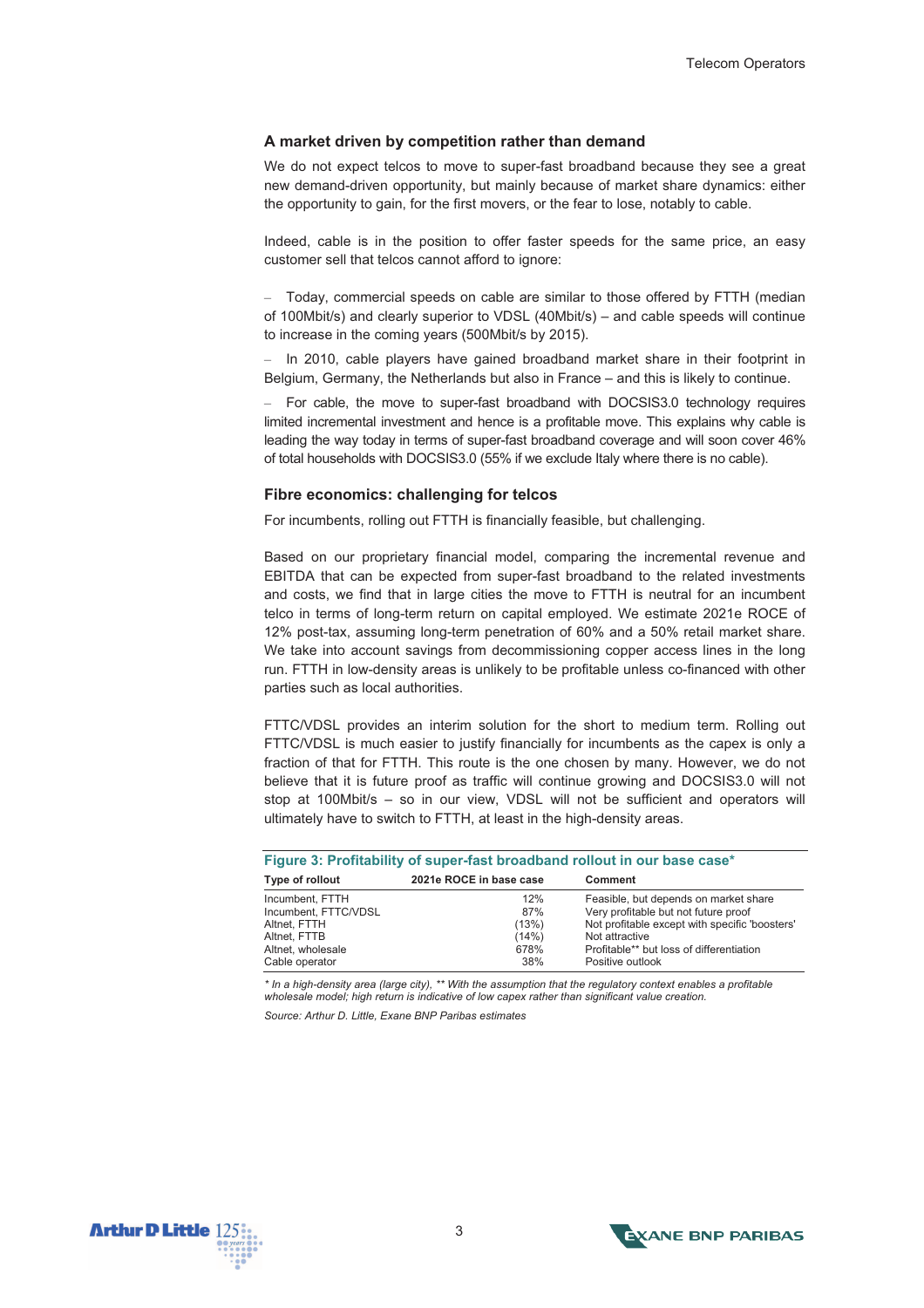## A market driven by competition rather than demand

We do not expect telcos to move to super-fast broadband because they see a great new demand-driven opportunity, but mainly because of market share dynamics: either the opportunity to gain, for the first movers, or the fear to lose, notably to cable.

Indeed, cable is in the position to offer faster speeds for the same price, an easy customer sell that telcos cannot afford to ignore:

– Today, commercial speeds on cable are similar to those offered by FTTH (median of 100Mbit/s) and clearly superior to VDSL (40Mbit/s) – and cable speeds will continue to increase in the coming years (500Mbit/s by 2015).

– In 2010, cable players have gained broadband market share in their footprint in Belgium, Germany, the Netherlands but also in France – and this is likely to continue.

– For cable, the move to super-fast broadband with DOCSIS3.0 technology requires limited incremental investment and hence is a profitable move. This explains why cable is leading the way today in terms of super-fast broadband coverage and will soon cover 46% of total households with DOCSIS3.0 (55% if we exclude Italy where there is no cable).

## Fibre economics: challenging for telcos

For incumbents, rolling out FTTH is financially feasible, but challenging.

Based on our proprietary financial model, comparing the incremental revenue and EBITDA that can be expected from super-fast broadband to the related investments and costs, we find that in large cities the move to FTTH is neutral for an incumbent telco in terms of long-term return on capital employed. We estimate 2021e ROCE of 12% post-tax, assuming long-term penetration of 60% and a 50% retail market share. We take into account savings from decommissioning copper access lines in the long run. FTTH in low-density areas is unlikely to be profitable unless co-financed with other parties such as local authorities.

FTTC/VDSL provides an interim solution for the short to medium term. Rolling out FTTC/VDSL is much easier to justify financially for incumbents as the capex is only a fraction of that for FTTH. This route is the one chosen by many. However, we do not believe that it is future proof as traffic will continue growing and DOCSIS3.0 will not stop at 100Mbit/s – so in our view, VDSL will not be sufficient and operators will ultimately have to switch to FTTH, at least in the high-density areas.

**Figure 3: Profitability of super-fast broadband rollout in our base case***

| Type of rollout | 2021e ROCE in base case | Comment |
|---|---|---|
| Incumbent, FTTH | 12% | Feasible, but depends on market share |
| Incumbent, FTTC/VDSL | 87% | Very profitable but not future proof |
| Altnet, FTTH | (13%) | Not profitable except with specific 'boosters' |
| Altnet, FTTB | (14%) | Not attractive |
| Altnet, wholesale | 678% | Profitable** but loss of differentiation |
| Cable operator | 38% | Positive outlook |

*\* In a high-density area (large city), \*\* With the assumption that the regulatory context enables a profitable wholesale model; high return is indicative of low capex rather than significant value creation.*

*Source: Arthur D. Little, Exane BNP Paribas estimates*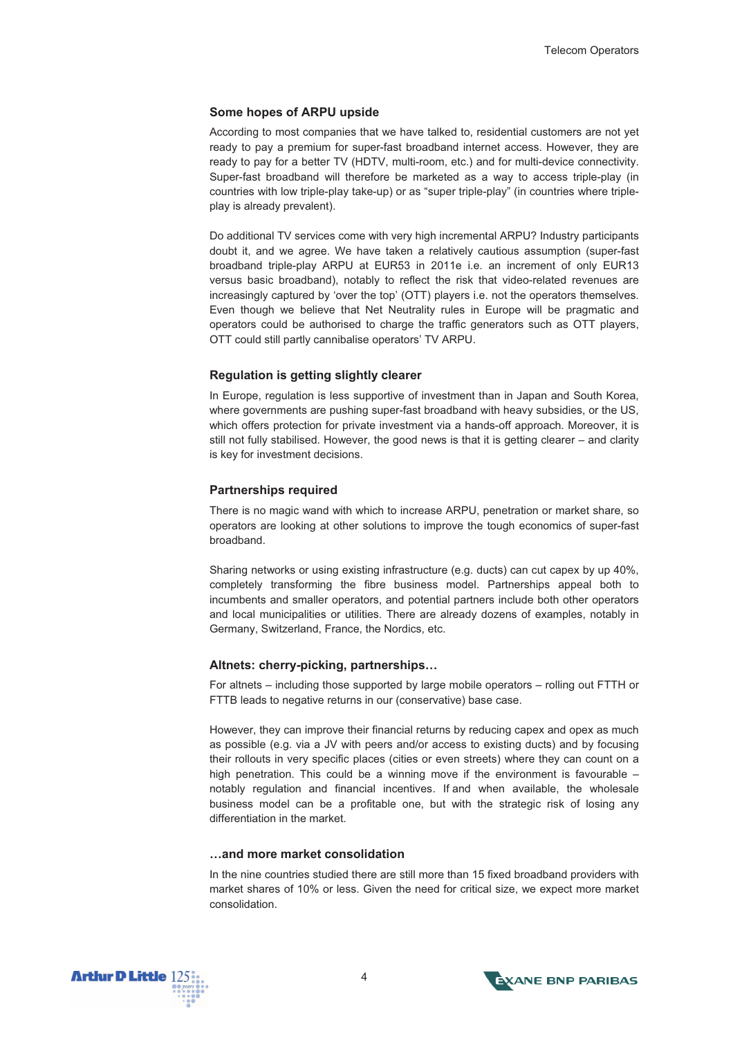## Some hopes of ARPU upside

According to most companies that we have talked to, residential customers are not yet ready to pay a premium for super-fast broadband internet access. However, they are ready to pay for a better TV (HDTV, multi-room, etc.) and for multi-device connectivity. Super-fast broadband will therefore be marketed as a way to access triple-play (in countries with low triple-play take-up) or as "super triple-play" (in countries where triple-play is already prevalent).

Do additional TV services come with very high incremental ARPU? Industry participants doubt it, and we agree. We have taken a relatively cautious assumption (super-fast broadband triple-play ARPU at EUR53 in 2011e i.e. an increment of only EUR13 versus basic broadband), notably to reflect the risk that video-related revenues are increasingly captured by 'over the top' (OTT) players i.e. not the operators themselves. Even though we believe that Net Neutrality rules in Europe will be pragmatic and operators could be authorised to charge the traffic generators such as OTT players, OTT could still partly cannibalise operators' TV ARPU.

## Regulation is getting slightly clearer

In Europe, regulation is less supportive of investment than in Japan and South Korea, where governments are pushing super-fast broadband with heavy subsidies, or the US, which offers protection for private investment via a hands-off approach. Moreover, it is still not fully stabilised. However, the good news is that it is getting clearer – and clarity is key for investment decisions.

## Partnerships required

There is no magic wand with which to increase ARPU, penetration or market share, so operators are looking at other solutions to improve the tough economics of super-fast broadband.

Sharing networks or using existing infrastructure (e.g. ducts) can cut capex by up 40%, completely transforming the fibre business model. Partnerships appeal both to incumbents and smaller operators, and potential partners include both other operators and local municipalities or utilities. There are already dozens of examples, notably in Germany, Switzerland, France, the Nordics, etc.

## Altnets: cherry-picking, partnerships…

For altnets – including those supported by large mobile operators – rolling out FTTH or FTTB leads to negative returns in our (conservative) base case.

However, they can improve their financial returns by reducing capex and opex as much as possible (e.g. via a JV with peers and/or access to existing ducts) and by focusing their rollouts in very specific places (cities or even streets) where they can count on a high penetration. This could be a winning move if the environment is favourable – notably regulation and financial incentives. If and when available, the wholesale business model can be a profitable one, but with the strategic risk of losing any differentiation in the market.

## …and more market consolidation

In the nine countries studied there are still more than 15 fixed broadband providers with market shares of 10% or less. Given the need for critical size, we expect more market consolidation.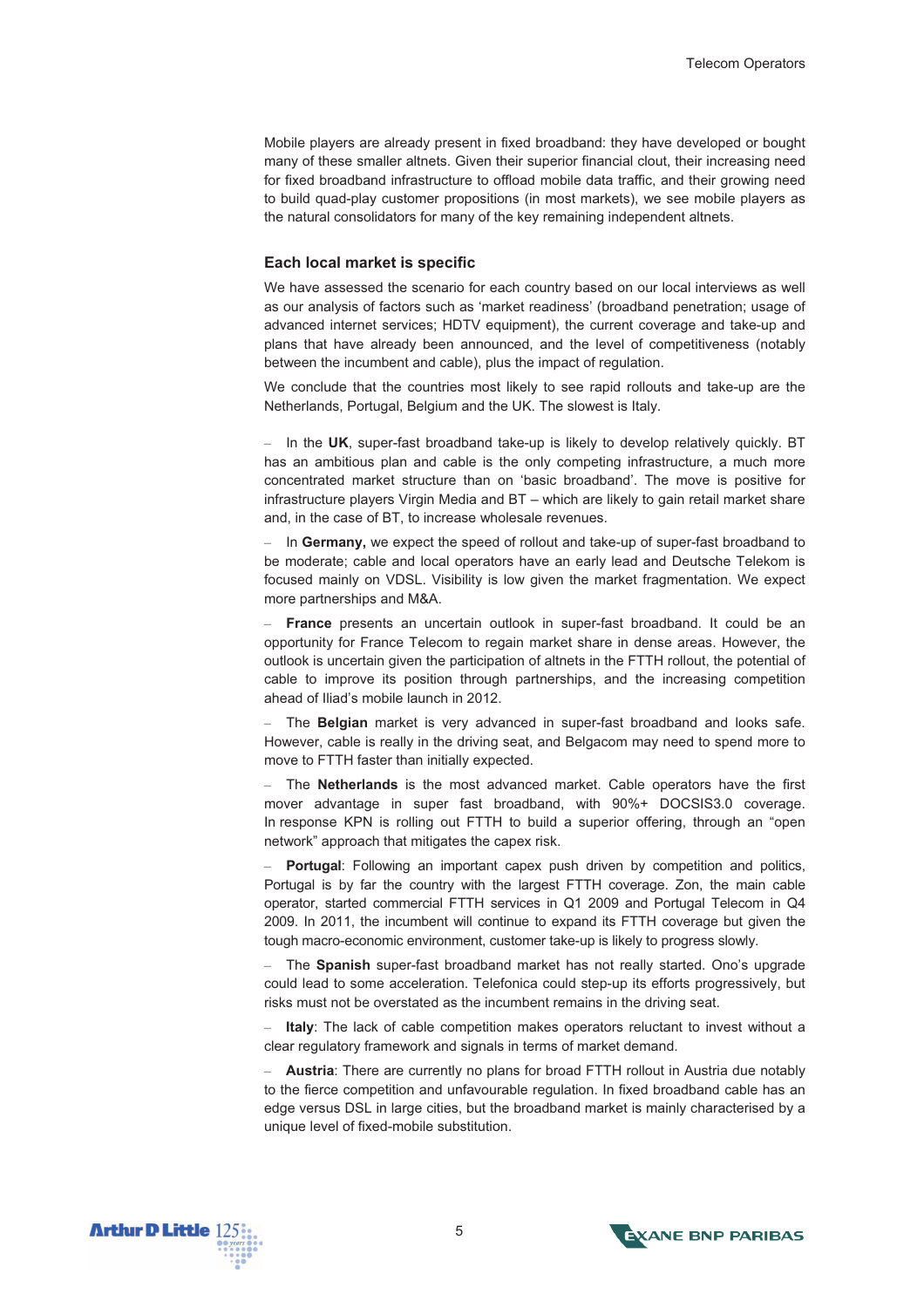Mobile players are already present in fixed broadband: they have developed or bought many of these smaller altnets. Given their superior financial clout, their increasing need for fixed broadband infrastructure to offload mobile data traffic, and their growing need to build quad-play customer propositions (in most markets), we see mobile players as the natural consolidators for many of the key remaining independent altnets.

### Each local market is specific

We have assessed the scenario for each country based on our local interviews as well as our analysis of factors such as 'market readiness' (broadband penetration; usage of advanced internet services; HDTV equipment), the current coverage and take-up and plans that have already been announced, and the level of competitiveness (notably between the incumbent and cable), plus the impact of regulation.

We conclude that the countries most likely to see rapid rollouts and take-up are the Netherlands, Portugal, Belgium and the UK. The slowest is Italy.

– In the **UK**, super-fast broadband take-up is likely to develop relatively quickly. BT has an ambitious plan and cable is the only competing infrastructure, a much more concentrated market structure than on 'basic broadband'. The move is positive for infrastructure players Virgin Media and BT – which are likely to gain retail market share and, in the case of BT, to increase wholesale revenues.

– In **Germany,** we expect the speed of rollout and take-up of super-fast broadband to be moderate; cable and local operators have an early lead and Deutsche Telekom is focused mainly on VDSL. Visibility is low given the market fragmentation. We expect more partnerships and M&A.

– **France** presents an uncertain outlook in super-fast broadband. It could be an opportunity for France Telecom to regain market share in dense areas. However, the outlook is uncertain given the participation of altnets in the FTTH rollout, the potential of cable to improve its position through partnerships, and the increasing competition ahead of Iliad's mobile launch in 2012.

– The **Belgian** market is very advanced in super-fast broadband and looks safe. However, cable is really in the driving seat, and Belgacom may need to spend more to move to FTTH faster than initially expected.

– The **Netherlands** is the most advanced market. Cable operators have the first mover advantage in super fast broadband, with 90%+ DOCSIS3.0 coverage. In response KPN is rolling out FTTH to build a superior offering, through an "open network" approach that mitigates the capex risk.

– **Portugal**: Following an important capex push driven by competition and politics, Portugal is by far the country with the largest FTTH coverage. Zon, the main cable operator, started commercial FTTH services in Q1 2009 and Portugal Telecom in Q4 2009. In 2011, the incumbent will continue to expand its FTTH coverage but given the tough macro-economic environment, customer take-up is likely to progress slowly.

– The **Spanish** super-fast broadband market has not really started. Ono's upgrade could lead to some acceleration. Telefonica could step-up its efforts progressively, but risks must not be overstated as the incumbent remains in the driving seat.

– **Italy**: The lack of cable competition makes operators reluctant to invest without a clear regulatory framework and signals in terms of market demand.

– **Austria**: There are currently no plans for broad FTTH rollout in Austria due notably to the fierce competition and unfavourable regulation. In fixed broadband cable has an edge versus DSL in large cities, but the broadband market is mainly characterised by a unique level of fixed-mobile substitution.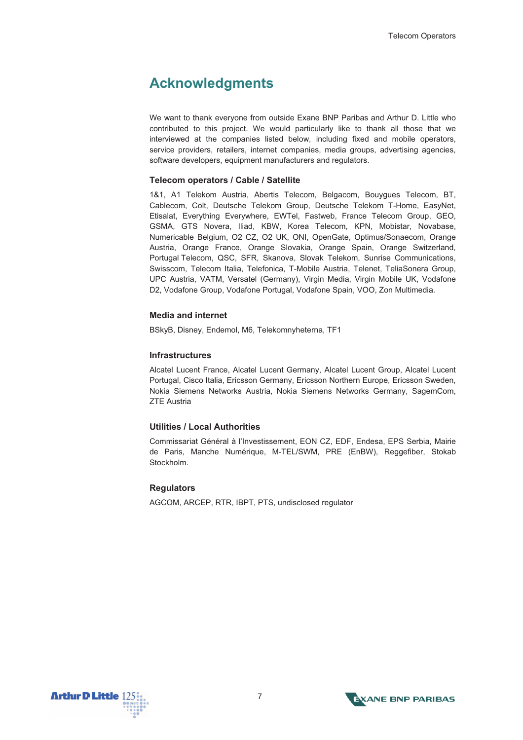# Acknowledgments

We want to thank everyone from outside Exane BNP Paribas and Arthur D. Little who contributed to this project. We would particularly like to thank all those that we interviewed at the companies listed below, including fixed and mobile operators, service providers, retailers, internet companies, media groups, advertising agencies, software developers, equipment manufacturers and regulators.

### Telecom operators / Cable / Satellite

1&1, A1 Telekom Austria, Abertis Telecom, Belgacom, Bouygues Telecom, BT, Cablecom, Colt, Deutsche Telekom Group, Deutsche Telekom T-Home, EasyNet, Etisalat, Everything Everywhere, EWTel, Fastweb, France Telecom Group, GEO, GSMA, GTS Novera, Iliad, KBW, Korea Telecom, KPN, Mobistar, Novabase, Numericable Belgium, O2 CZ, O2 UK, ONI, OpenGate, Optimus/Sonaecom, Orange Austria, Orange France, Orange Slovakia, Orange Spain, Orange Switzerland, Portugal Telecom, QSC, SFR, Skanova, Slovak Telekom, Sunrise Communications, Swisscom, Telecom Italia, Telefonica, T-Mobile Austria, Telenet, TeliaSonera Group, UPC Austria, VATM, Versatel (Germany), Virgin Media, Virgin Mobile UK, Vodafone D2, Vodafone Group, Vodafone Portugal, Vodafone Spain, VOO, Zon Multimedia.

### Media and internet

BSkyB, Disney, Endemol, M6, Telekomnyheterna, TF1

### Infrastructures

Alcatel Lucent France, Alcatel Lucent Germany, Alcatel Lucent Group, Alcatel Lucent Portugal, Cisco Italia, Ericsson Germany, Ericsson Northern Europe, Ericsson Sweden, Nokia Siemens Networks Austria, Nokia Siemens Networks Germany, SagemCom, ZTE Austria

### Utilities / Local Authorities

Commissariat Général à l'Investissement, EON CZ, EDF, Endesa, EPS Serbia, Mairie de Paris, Manche Numérique, M-TEL/SWM, PRE (EnBW), Reggefiber, Stokab Stockholm.

### Regulators

AGCOM, ARCEP, RTR, IBPT, PTS, undisclosed regulator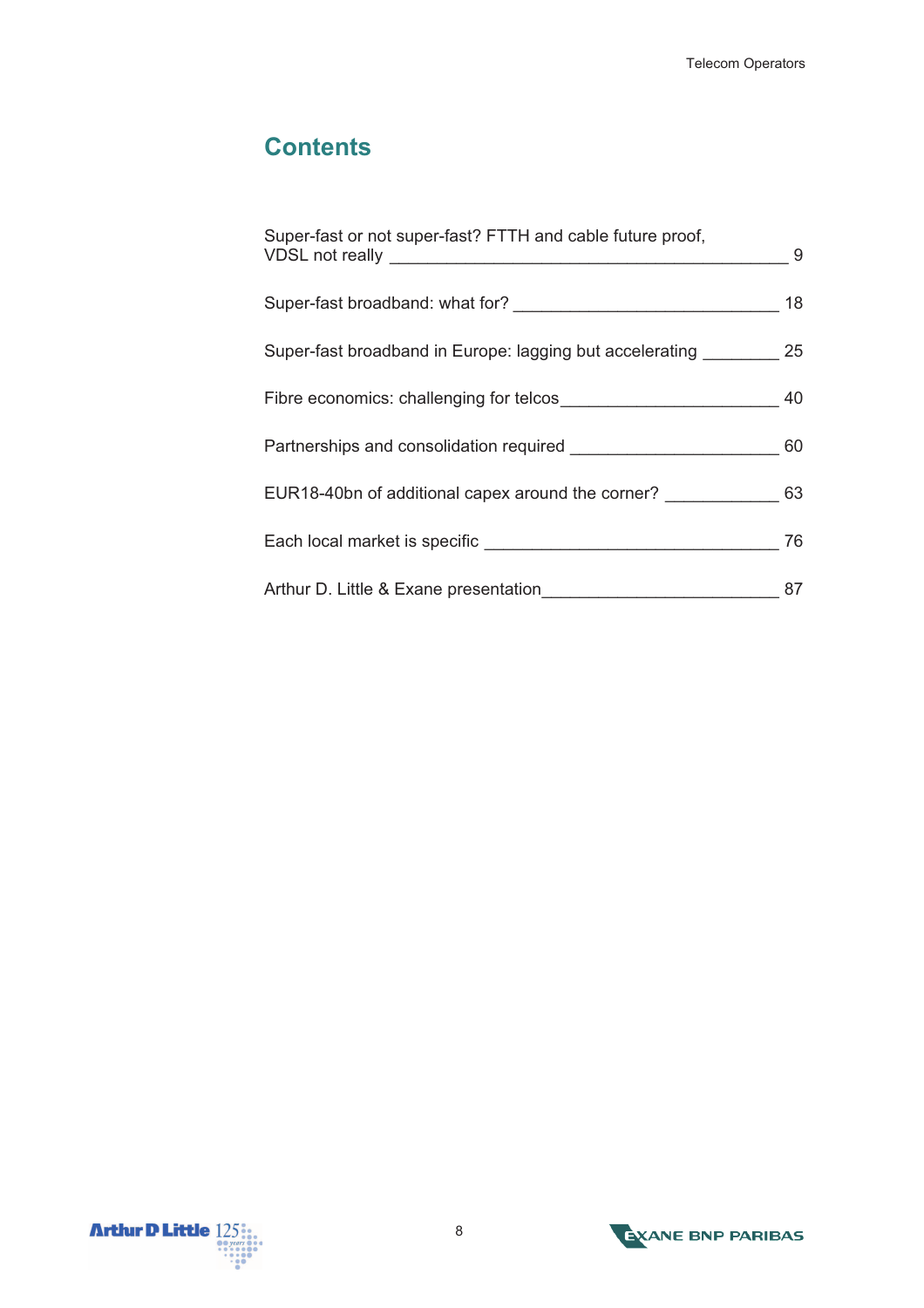# Contents

| | |
|---|---|
| Super-fast or not super-fast? FTTH and cable future proof, VDSL not really | 9 |
| Super-fast broadband: what for? | 18 |
| Super-fast broadband in Europe: lagging but accelerating | 25 |
| Fibre economics: challenging for telcos | 40 |
| Partnerships and consolidation required | 60 |
| EUR18-40bn of additional capex around the corner? | 63 |
| Each local market is specific | 76 |
| Arthur D. Little & Exane presentation | 87 |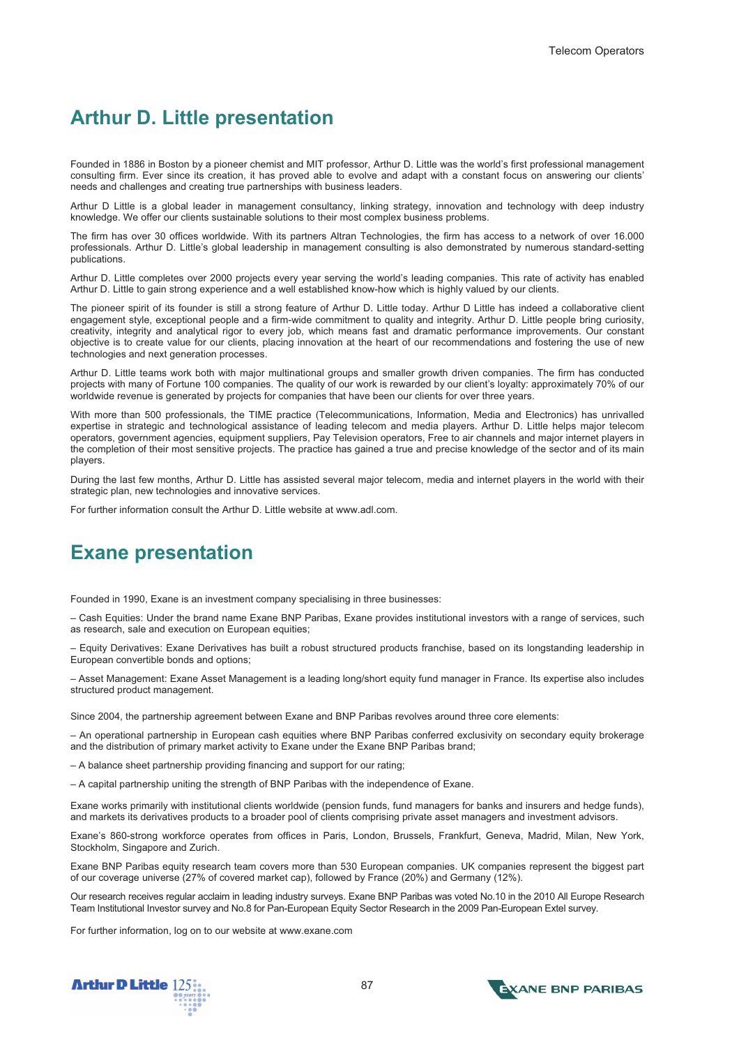## Arthur D. Little presentation

Founded in 1886 in Boston by a pioneer chemist and MIT professor, Arthur D. Little was the world's first professional management consulting firm. Ever since its creation, it has proved able to evolve and adapt with a constant focus on answering our clients' needs and challenges and creating true partnerships with business leaders.

Arthur D Little is a global leader in management consultancy, linking strategy, innovation and technology with deep industry knowledge. We offer our clients sustainable solutions to their most complex business problems.

The firm has over 30 offices worldwide. With its partners Altran Technologies, the firm has access to a network of over 16.000 professionals. Arthur D. Little's global leadership in management consulting is also demonstrated by numerous standard-setting publications.

Arthur D. Little completes over 2000 projects every year serving the world's leading companies. This rate of activity has enabled Arthur D. Little to gain strong experience and a well established know-how which is highly valued by our clients.

The pioneer spirit of its founder is still a strong feature of Arthur D. Little today. Arthur D Little has indeed a collaborative client engagement style, exceptional people and a firm-wide commitment to quality and integrity. Arthur D. Little people bring curiosity, creativity, integrity and analytical rigor to every job, which means fast and dramatic performance improvements. Our constant objective is to create value for our clients, placing innovation at the heart of our recommendations and fostering the use of new technologies and next generation processes.

Arthur D. Little teams work both with major multinational groups and smaller growth driven companies. The firm has conducted projects with many of Fortune 100 companies. The quality of our work is rewarded by our client's loyalty: approximately 70% of our worldwide revenue is generated by projects for companies that have been our clients for over three years.

With more than 500 professionals, the TIME practice (Telecommunications, Information, Media and Electronics) has unrivalled expertise in strategic and technological assistance of leading telecom and media players. Arthur D. Little helps major telecom operators, government agencies, equipment suppliers, Pay Television operators, Free to air channels and major internet players in the completion of their most sensitive projects. The practice has gained a true and precise knowledge of the sector and of its main players.

During the last few months, Arthur D. Little has assisted several major telecom, media and internet players in the world with their strategic plan, new technologies and innovative services.

For further information consult the Arthur D. Little website at www.adl.com.

## Exane presentation

Founded in 1990, Exane is an investment company specialising in three businesses:

– Cash Equities: Under the brand name Exane BNP Paribas, Exane provides institutional investors with a range of services, such as research, sale and execution on European equities;

– Equity Derivatives: Exane Derivatives has built a robust structured products franchise, based on its longstanding leadership in European convertible bonds and options;

– Asset Management: Exane Asset Management is a leading long/short equity fund manager in France. Its expertise also includes structured product management.

Since 2004, the partnership agreement between Exane and BNP Paribas revolves around three core elements:

– An operational partnership in European cash equities where BNP Paribas conferred exclusivity on secondary equity brokerage and the distribution of primary market activity to Exane under the Exane BNP Paribas brand;

– A balance sheet partnership providing financing and support for our rating;

– A capital partnership uniting the strength of BNP Paribas with the independence of Exane.

Exane works primarily with institutional clients worldwide (pension funds, fund managers for banks and insurers and hedge funds), and markets its derivatives products to a broader pool of clients comprising private asset managers and investment advisors.

Exane's 860-strong workforce operates from offices in Paris, London, Brussels, Frankfurt, Geneva, Madrid, Milan, New York, Stockholm, Singapore and Zurich.

Exane BNP Paribas equity research team covers more than 530 European companies. UK companies represent the biggest part of our coverage universe (27% of covered market cap), followed by France (20%) and Germany (12%).

Our research receives regular acclaim in leading industry surveys. Exane BNP Paribas was voted No.10 in the 2010 All Europe Research Team Institutional Investor survey and No.8 for Pan-European Equity Sector Research in the 2009 Pan-European Extel survey.

For further information, log on to our website at www.exane.com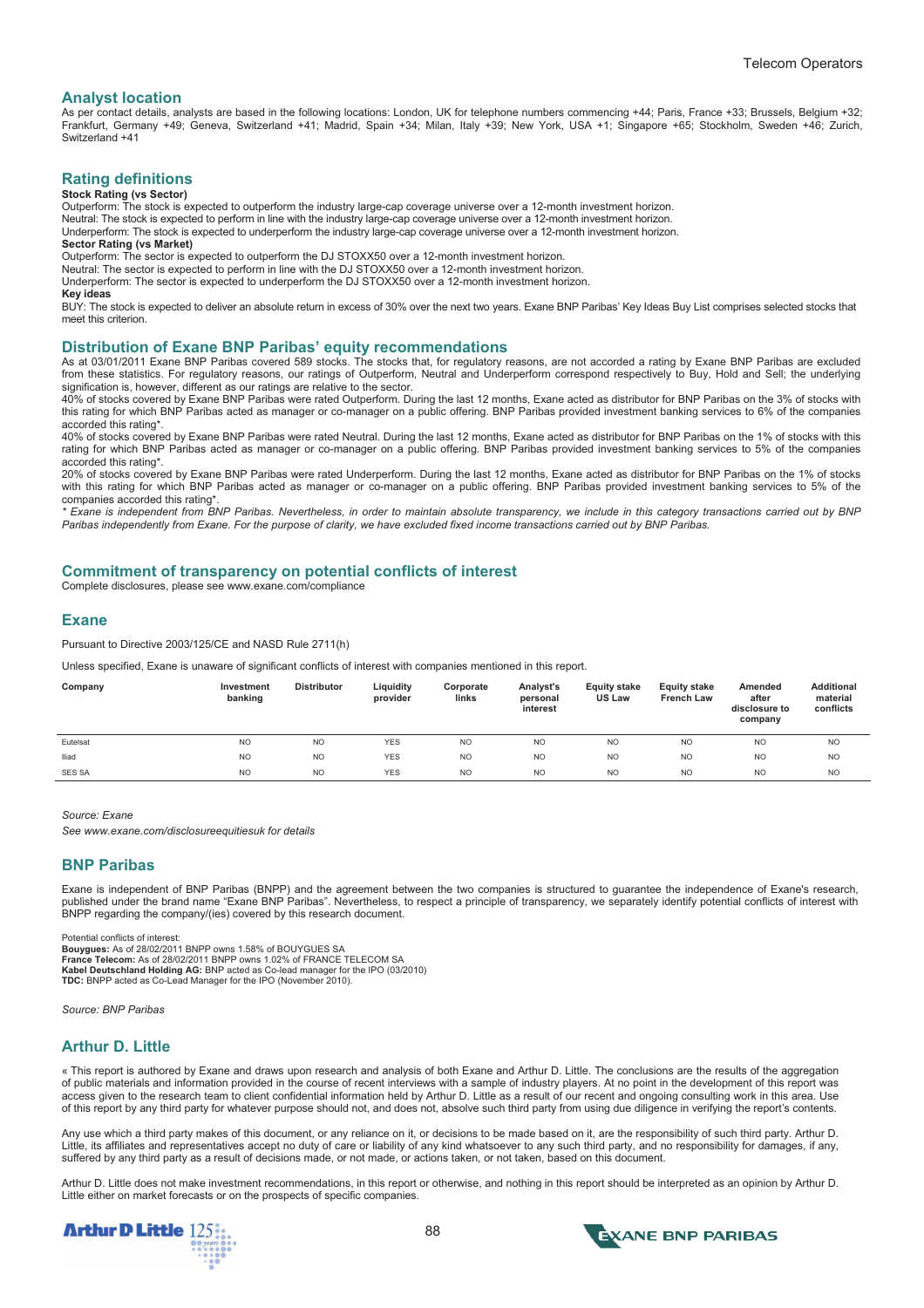## Analyst location

As per contact details, analysts are based in the following locations: London, UK for telephone numbers commencing +44; Paris, France +33; Brussels, Belgium +32; Frankfurt, Germany +49; Geneva, Switzerland +41; Madrid, Spain +34; Milan, Italy +39; New York, USA +1; Singapore +65; Stockholm, Sweden +46; Zurich, Switzerland +41

## Rating definitions

**Stock Rating (vs Sector)**

Outperform: The stock is expected to outperform the industry large-cap coverage universe over a 12-month investment horizon.
Neutral: The stock is expected to perform in line with the industry large-cap coverage universe over a 12-month investment horizon.
Underperform: The stock is expected to underperform the industry large-cap coverage universe over a 12-month investment horizon.

**Sector Rating (vs Market)**

Outperform: The sector is expected to outperform the DJ STOXX50 over a 12-month investment horizon.
Neutral: The sector is expected to perform in line with the DJ STOXX50 over a 12-month investment horizon.
Underperform: The sector is expected to underperform the DJ STOXX50 over a 12-month investment horizon.

**Key ideas**

BUY: The stock is expected to deliver an absolute return in excess of 30% over the next two years. Exane BNP Paribas' Key Ideas Buy List comprises selected stocks that meet this criterion.

## Distribution of Exane BNP Paribas' equity recommendations

As at 03/01/2011 Exane BNP Paribas covered 589 stocks. The stocks that, for regulatory reasons, are not accorded a rating by Exane BNP Paribas are excluded from these statistics. For regulatory reasons, our ratings of Outperform, Neutral and Underperform correspond respectively to Buy, Hold and Sell; the underlying signification is, however, different as our ratings are relative to the sector.

40% of stocks covered by Exane BNP Paribas were rated Outperform. During the last 12 months, Exane acted as distributor for BNP Paribas on the 3% of stocks with this rating for which BNP Paribas acted as manager or co-manager on a public offering. BNP Paribas provided investment banking services to 6% of the companies accorded this rating*.

40% of stocks covered by Exane BNP Paribas were rated Neutral. During the last 12 months, Exane acted as distributor for BNP Paribas on the 1% of stocks with this rating for which BNP Paribas acted as manager or co-manager on a public offering. BNP Paribas provided investment banking services to 5% of the companies accorded this rating*.

20% of stocks covered by Exane BNP Paribas were rated Underperform. During the last 12 months, Exane acted as distributor for BNP Paribas on the 1% of stocks with this rating for which BNP Paribas acted as manager or co-manager on a public offering. BNP Paribas provided investment banking services to 5% of the companies accorded this rating*.

*\* Exane is independent from BNP Paribas. Nevertheless, in order to maintain absolute transparency, we include in this category transactions carried out by BNP Paribas independently from Exane. For the purpose of clarity, we have excluded fixed income transactions carried out by BNP Paribas.*

## Commitment of transparency on potential conflicts of interest

Complete disclosures, please see www.exane.com/compliance

## Exane

Pursuant to Directive 2003/125/CE and NASD Rule 2711(h)

Unless specified, Exane is unaware of significant conflicts of interest with companies mentioned in this report.

| Company | Investment banking | Distributor | Liquidity provider | Corporate links | Analyst's personal interest | Equity stake US Law | Equity stake French Law | Amended after disclosure to company | Additional material conflicts |
|---|---|---|---|---|---|---|---|---|---|
| Eutelsat | NO | NO | YES | NO | NO | NO | NO | NO | NO |
| Iliad | NO | NO | YES | NO | NO | NO | NO | NO | NO |
| SES SA | NO | NO | YES | NO | NO | NO | NO | NO | NO |

*Source: Exane*

*See www.exane.com/disclosureequitiesuk for details*

## BNP Paribas

Exane is independent of BNP Paribas (BNPP) and the agreement between the two companies is structured to guarantee the independence of Exane's research, published under the brand name "Exane BNP Paribas". Nevertheless, to respect a principle of transparency, we separately identify potential conflicts of interest with BNPP regarding the company/(ies) covered by this research document.

Potential conflicts of interest:
**Bouygues:** As of 28/02/2011 BNPP owns 1.58% of BOUYGUES SA
**France Telecom:** As of 28/02/2011 BNPP owns 1.02% of FRANCE TELECOM SA
**Kabel Deutschland Holding AG:** BNP acted as Co-lead manager for the IPO (03/2010)
**TDC:** BNPP acted as Co-Lead Manager for the IPO (November 2010).

*Source: BNP Paribas*

## Arthur D. Little

« This report is authored by Exane and draws upon research and analysis of both Exane and Arthur D. Little. The conclusions are the results of the aggregation of public materials and information provided in the course of recent interviews with a sample of industry players. At no point in the development of this report was access given to the research team to client confidential information held by Arthur D. Little as a result of our recent and ongoing consulting work in this area. Use of this report by any third party for whatever purpose should not, and does not, absolve such third party from using due diligence in verifying the report's contents.

Any use which a third party makes of this document, or any reliance on it, or decisions to be made based on it, are the responsibility of such third party. Arthur D. Little, its affiliates and representatives accept no duty of care or liability of any kind whatsoever to any such third party, and no responsibility for damages, if any, suffered by any third party as a result of decisions made, or not made, or actions taken, or not taken, based on this document.

Arthur D. Little does not make investment recommendations, in this report or otherwise, and nothing in this report should be interpreted as an opinion by Arthur D. Little either on market forecasts or on the prospects of specific companies.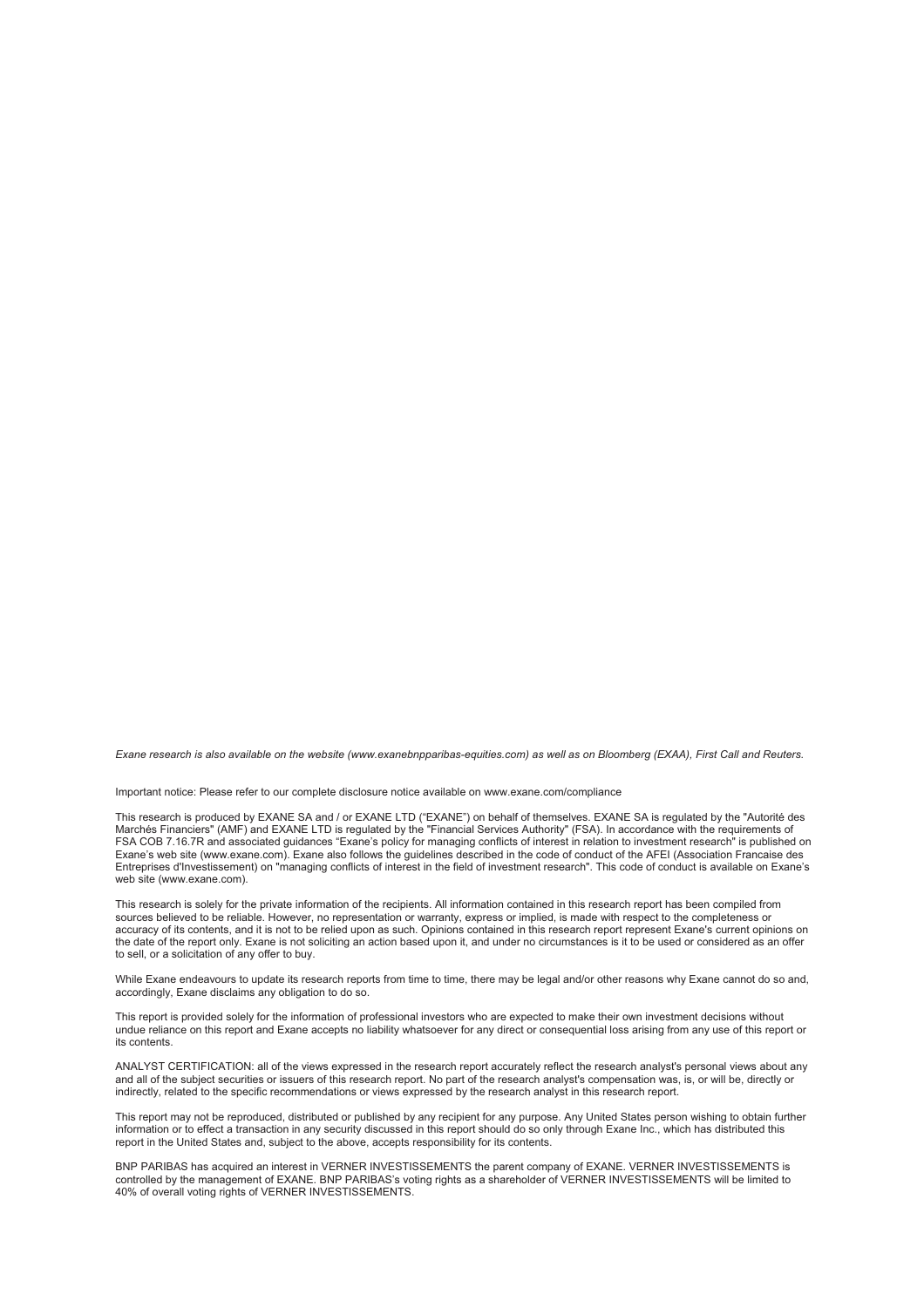*Exane research is also available on the website (www.exanebnpparibas-equities.com) as well as on Bloomberg (EXAA), First Call and Reuters.*

Important notice: Please refer to our complete disclosure notice available on www.exane.com/compliance

This research is produced by EXANE SA and / or EXANE LTD ("EXANE") on behalf of themselves. EXANE SA is regulated by the "Autorité des Marchés Financiers" (AMF) and EXANE LTD is regulated by the "Financial Services Authority" (FSA). In accordance with the requirements of FSA COB 7.16.7R and associated guidances "Exane's policy for managing conflicts of interest in relation to investment research" is published on Exane's web site (www.exane.com). Exane also follows the guidelines described in the code of conduct of the AFEI (Association Francaise des Entreprises d'Investissement) on "managing conflicts of interest in the field of investment research". This code of conduct is available on Exane's web site (www.exane.com).

This research is solely for the private information of the recipients. All information contained in this research report has been compiled from sources believed to be reliable. However, no representation or warranty, express or implied, is made with respect to the completeness or accuracy of its contents, and it is not to be relied upon as such. Opinions contained in this research report represent Exane's current opinions on the date of the report only. Exane is not soliciting an action based upon it, and under no circumstances is it to be used or considered as an offer to sell, or a solicitation of any offer to buy.

While Exane endeavours to update its research reports from time to time, there may be legal and/or other reasons why Exane cannot do so and, accordingly, Exane disclaims any obligation to do so.

This report is provided solely for the information of professional investors who are expected to make their own investment decisions without undue reliance on this report and Exane accepts no liability whatsoever for any direct or consequential loss arising from any use of this report or its contents.

ANALYST CERTIFICATION: all of the views expressed in the research report accurately reflect the research analyst's personal views about any and all of the subject securities or issuers of this research report. No part of the research analyst's compensation was, is, or will be, directly or indirectly, related to the specific recommendations or views expressed by the research analyst in this research report.

This report may not be reproduced, distributed or published by any recipient for any purpose. Any United States person wishing to obtain further information or to effect a transaction in any security discussed in this report should do so only through Exane Inc., which has distributed this report in the United States and, subject to the above, accepts responsibility for its contents.

BNP PARIBAS has acquired an interest in VERNER INVESTISSEMENTS the parent company of EXANE. VERNER INVESTISSEMENTS is controlled by the management of EXANE. BNP PARIBAS's voting rights as a shareholder of VERNER INVESTISSEMENTS will be limited to 40% of overall voting rights of VERNER INVESTISSEMENTS.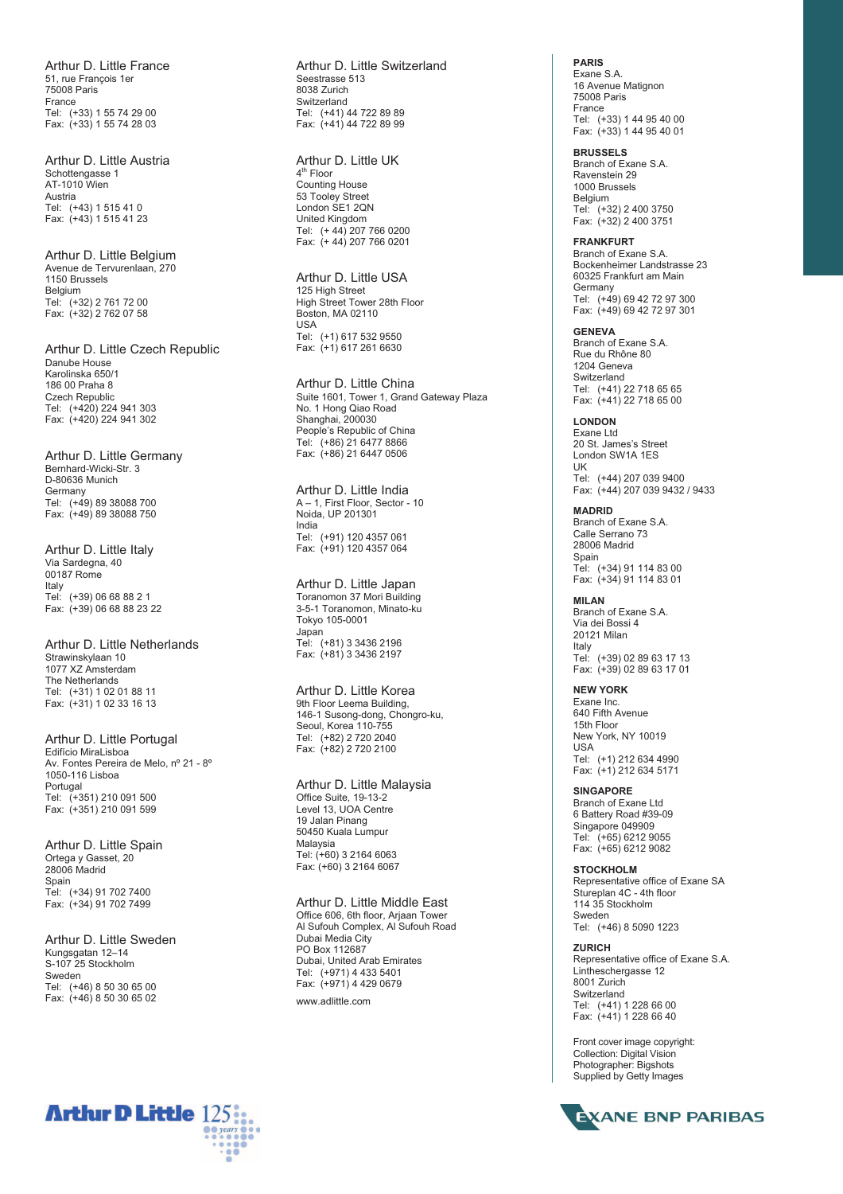**Arthur D. Little France**
51, rue François 1er
75008 Paris
France
Tel: (+33) 1 55 74 29 00
Fax: (+33) 1 55 74 28 03

**Arthur D. Little Austria**
Schottengasse 1
AT-1010 Wien
Austria
Tel: (+43) 1 515 41 0
Fax: (+43) 1 515 41 23

**Arthur D. Little Belgium**
Avenue de Tervurenlaan, 270
1150 Brussels
Belgium
Tel: (+32) 2 761 72 00
Fax: (+32) 2 762 07 58

**Arthur D. Little Czech Republic**
Danube House
Karolinska 650/1
186 00 Praha 8
Czech Republic
Tel: (+420) 224 941 303
Fax: (+420) 224 941 302

**Arthur D. Little Germany**
Bernhard-Wicki-Str. 3
D-80636 Munich
Germany
Tel: (+49) 89 38088 700
Fax: (+49) 89 38088 750

**Arthur D. Little Italy**
Via Sardegna, 40
00187 Rome
Italy
Tel: (+39) 06 68 88 2 1
Fax: (+39) 06 68 88 23 22

**Arthur D. Little Netherlands**
Strawinskylaan 10
1077 XZ Amsterdam
The Netherlands
Tel: (+31) 1 02 01 88 11
Fax: (+31) 1 02 33 16 13

**Arthur D. Little Portugal**
Edifício MiraLisboa
Av. Fontes Pereira de Melo, nº 21 - 8º
1050-116 Lisboa
Portugal
Tel: (+351) 210 091 500
Fax: (+351) 210 091 599

**Arthur D. Little Spain**
Ortega y Gasset, 20
28006 Madrid
Spain
Tel: (+34) 91 702 7400
Fax: (+34) 91 702 7499

**Arthur D. Little Sweden**
Kungsgatan 12–14
S-107 25 Stockholm
Sweden
Tel: (+46) 8 50 30 65 00
Fax: (+46) 8 50 30 65 02

**Arthur D. Little Switzerland**
Seestrasse 513
8038 Zurich
Switzerland
Tel: (+41) 44 722 89 89
Fax: (+41) 44 722 89 99

**Arthur D. Little UK**
4th Floor
Counting House
53 Tooley Street
London SE1 2QN
United Kingdom
Tel: (+ 44) 207 766 0200
Fax: (+ 44) 207 766 0201

**Arthur D. Little USA**
125 High Street
High Street Tower 28th Floor
Boston, MA 02110
USA
Tel: (+1) 617 532 9550
Fax: (+1) 617 261 6630

**Arthur D. Little China**
Suite 1601, Tower 1, Grand Gateway Plaza
No. 1 Hong Qiao Road
Shanghai, 200030
People's Republic of China
Tel: (+86) 21 6477 8866
Fax: (+86) 21 6447 0506

**Arthur D. Little India**
A – 1, First Floor, Sector - 10
Noida, UP 201301
India
Tel: (+91) 120 4357 061
Fax: (+91) 120 4357 064

**Arthur D. Little Japan**
Toranomon 37 Mori Building
3-5-1 Toranomon, Minato-ku
Tokyo 105-0001
Japan
Tel: (+81) 3 3436 2196
Fax: (+81) 3 3436 2197

**Arthur D. Little Korea**
9th Floor Leema Building,
146-1 Susong-dong, Chongro-ku,
Seoul, Korea 110-755
Tel: (+82) 2 720 2040
Fax: (+82) 2 720 2100

**Arthur D. Little Malaysia**
Office Suite, 19-13-2
Level 13, UOA Centre
19 Jalan Pinang
50450 Kuala Lumpur
Malaysia
Tel: (+60) 3 2164 6063
Fax: (+60) 3 2164 6067

**Arthur D. Little Middle East**
Office 606, 6th floor, Arjaan Tower
Al Sufouh Complex, Al Sufouh Road
Dubai Media City
PO Box 112687
Dubai, United Arab Emirates
Tel: (+971) 4 433 5401
Fax: (+971) 4 429 0679

www.adlittle.com

**PARIS**
Exane S.A.
16 Avenue Matignon
75008 Paris
France
Tel: (+33) 1 44 95 40 00
Fax: (+33) 1 44 95 40 01

**BRUSSELS**
Branch of Exane S.A.
Ravenstein 29
1000 Brussels
Belgium
Tel: (+32) 2 400 3750
Fax: (+32) 2 400 3751

**FRANKFURT**
Branch of Exane S.A.
Bockenheimer Landstrasse 23
60325 Frankfurt am Main
Germany
Tel: (+49) 69 42 72 97 300
Fax: (+49) 69 42 72 97 301

**GENEVA**
Branch of Exane S.A.
Rue du Rhône 80
1204 Geneva
Switzerland
Tel: (+41) 22 718 65 65
Fax: (+41) 22 718 65 00

**LONDON**
Exane Ltd
20 St. James's Street
London SW1A 1ES
UK
Tel: (+44) 207 039 9400
Fax: (+44) 207 039 9432 / 9433

**MADRID**
Branch of Exane S.A.
Calle Serrano 73
28006 Madrid
Spain
Tel: (+34) 91 114 83 00
Fax: (+34) 91 114 83 01

**MILAN**
Branch of Exane S.A.
Via dei Bossi 4
20121 Milan
Italy
Tel: (+39) 02 89 63 17 13
Fax: (+39) 02 89 63 17 01

**NEW YORK**
Exane Inc.
640 Fifth Avenue
15th Floor
New York, NY 10019
USA
Tel: (+1) 212 634 4990
Fax: (+1) 212 634 5171

**SINGAPORE**
Branch of Exane Ltd
6 Battery Road #39-09
Singapore 049909
Tel: (+65) 6212 9055
Fax: (+65) 6212 9082

**STOCKHOLM**
Representative office of Exane SA
Stureplan 4C - 4th floor
114 35 Stockholm
Sweden
Tel: (+46) 8 5090 1223

**ZURICH**
Representative office of Exane S.A.
Lintheschergasse 12
8001 Zurich
Switzerland
Tel: (+41) 1 228 66 00
Fax: (+41) 1 228 66 40

Front cover image copyright:
Collection: Digital Vision
Photographer: Bigshots
Supplied by Getty Images

Arthur D Little 125 years

EXANE BNP PARIBAS